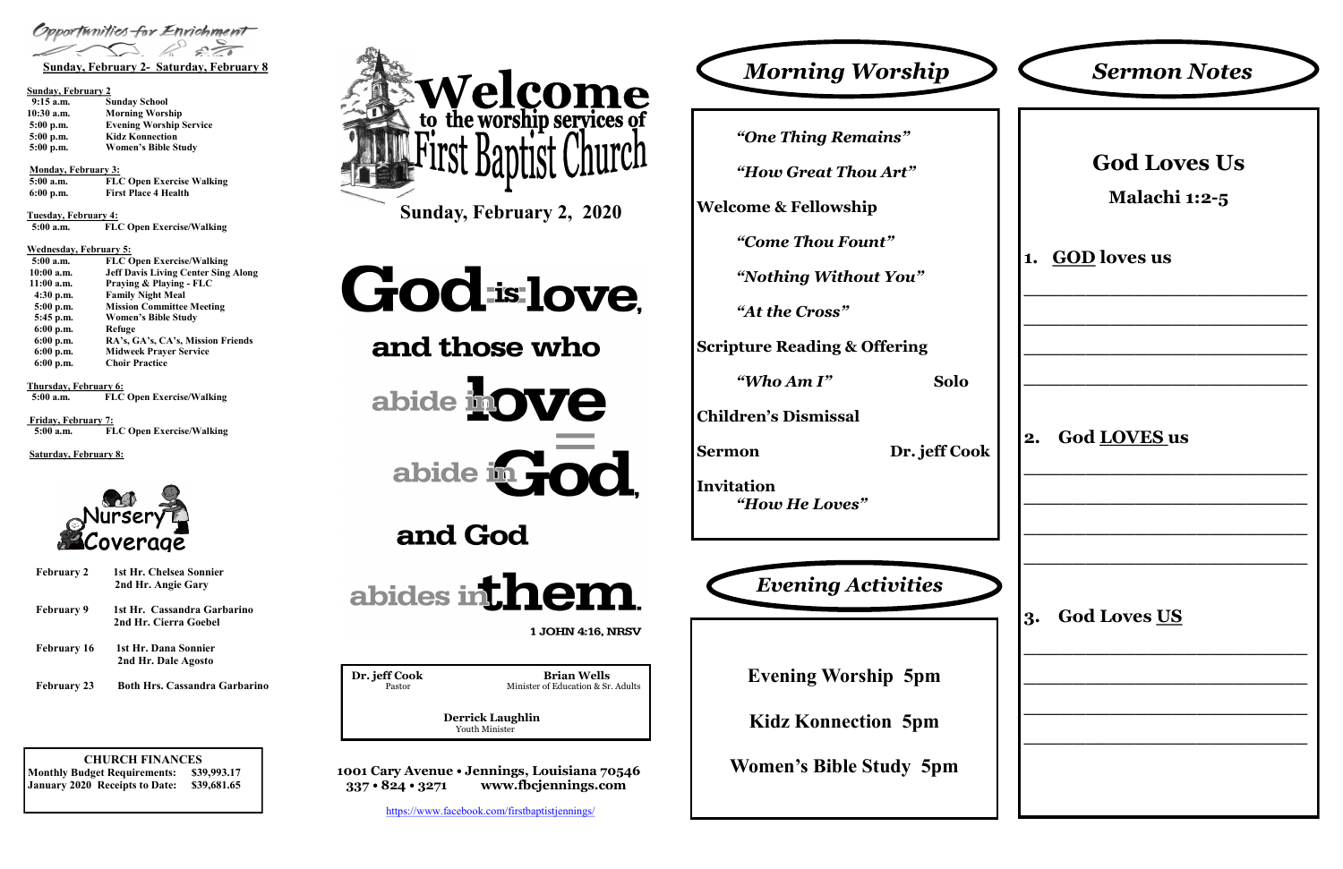# Opportunities for Enrichment

**Sunday, February 2- Saturday, February 8**

**Sunday, February 2**

| | |
|---|---|
| 9:15 a.m. | Sunday School |
| 10:30 a.m. | Morning Worship |
| 5:00 p.m. | Evening Worship Service |
| 5:00 p.m. | Kidz Konnection |
| 5:00 p.m. | Women's Bible Study |

**Monday, February 3:**

| | |
|---|---|
| 5:00 a.m. | FLC Open Exercise Walking |
| 6:00 p.m. | First Place 4 Health |

**Tuesday, February 4:**

| | |
|---|---|
| 5:00 a.m. | FLC Open Exercise/Walking |

**Wednesday, February 5:**

| | |
|---|---|
| 5:00 a.m. | FLC Open Exercise/Walking |
| 10:00 a.m. | Jeff Davis Living Center Sing Along |
| 11:00 a.m. | Praying & Playing - FLC |
| 4:30 p.m. | Family Night Meal |
| 5:00 p.m. | Mission Committee Meeting |
| 5:45 p.m. | Women's Bible Study |
| 6:00 p.m. | Refuge |
| 6:00 p.m. | RA's, GA's, CA's, Mission Friends |
| 6:00 p.m. | Midweek Prayer Service |
| 6:00 p.m. | Choir Practice |

**Thursday, February 6:**

| | |
|---|---|
| 5:00 a.m. | FLC Open Exercise/Walking |

**Friday, February 7:**

| | |
|---|---|
| 5:00 a.m. | FLC Open Exercise/Walking |

**Saturday, February 8:**

## Nursery Coverage

| | |
|---|---|
| February 2 | 1st Hr. Chelsea Sonnier<br>2nd Hr. Angie Gary |
| February 9 | 1st Hr. Cassandra Garbarino<br>2nd Hr. Cierra Goebel |
| February 16 | 1st Hr. Dana Sonnier<br>2nd Hr. Dale Agosto |
| February 23 | Both Hrs. Cassandra Garbarino |

**CHURCH FINANCES**

| | |
|---|---|
| Monthly Budget Requirements: | $39,993.17 |
| January 2020 Receipts to Date: | $39,681.65 |

# Welcome to the worship services of First Baptist Church

**Sunday, February 2, 2020**

God is love, and those who abide in love abide in God, and God abides in them.

1 JOHN 4:16, NRSV

**Dr. jeff Cook** — Pastor
**Brian Wells** — Minister of Education & Sr. Adults
**Derrick Laughlin** — Youth Minister

1001 Cary Avenue • Jennings, Louisiana 70546
337 • 824 • 3271 www.fbcjennings.com

https://www.facebook.com/firstbaptistjennings/

# Morning Worship

*"One Thing Remains"*

*"How Great Thou Art"*

**Welcome & Fellowship**

*"Come Thou Fount"*

*"Nothing Without You"*

*"At the Cross"*

**Scripture Reading & Offering**

*"Who Am I"* — **Solo**

**Children's Dismissal**

**Sermon** — **Dr. jeff Cook**

**Invitation**
*"How He Loves"*

# Evening Activities

**Evening Worship 5pm**

**Kidz Konnection 5pm**

**Women's Bible Study 5pm**

# Sermon Notes

## God Loves Us

### Malachi 1:2-5

1. **GOD loves us**

\_\_\_\_\_\_\_\_\_\_\_\_\_\_\_\_\_\_\_\_\_\_\_\_\_\_\_\_\_\_

\_\_\_\_\_\_\_\_\_\_\_\_\_\_\_\_\_\_\_\_\_\_\_\_\_\_\_\_\_\_

\_\_\_\_\_\_\_\_\_\_\_\_\_\_\_\_\_\_\_\_\_\_\_\_\_\_\_\_\_\_

\_\_\_\_\_\_\_\_\_\_\_\_\_\_\_\_\_\_\_\_\_\_\_\_\_\_\_\_\_\_

2. **God LOVES us**

\_\_\_\_\_\_\_\_\_\_\_\_\_\_\_\_\_\_\_\_\_\_\_\_\_\_\_\_\_\_

\_\_\_\_\_\_\_\_\_\_\_\_\_\_\_\_\_\_\_\_\_\_\_\_\_\_\_\_\_\_

\_\_\_\_\_\_\_\_\_\_\_\_\_\_\_\_\_\_\_\_\_\_\_\_\_\_\_\_\_\_

\_\_\_\_\_\_\_\_\_\_\_\_\_\_\_\_\_\_\_\_\_\_\_\_\_\_\_\_\_\_

3. **God Loves US**

\_\_\_\_\_\_\_\_\_\_\_\_\_\_\_\_\_\_\_\_\_\_\_\_\_\_\_\_\_\_

\_\_\_\_\_\_\_\_\_\_\_\_\_\_\_\_\_\_\_\_\_\_\_\_\_\_\_\_\_\_

\_\_\_\_\_\_\_\_\_\_\_\_\_\_\_\_\_\_\_\_\_\_\_\_\_\_\_\_\_\_

\_\_\_\_\_\_\_\_\_\_\_\_\_\_\_\_\_\_\_\_\_\_\_\_\_\_\_\_\_\_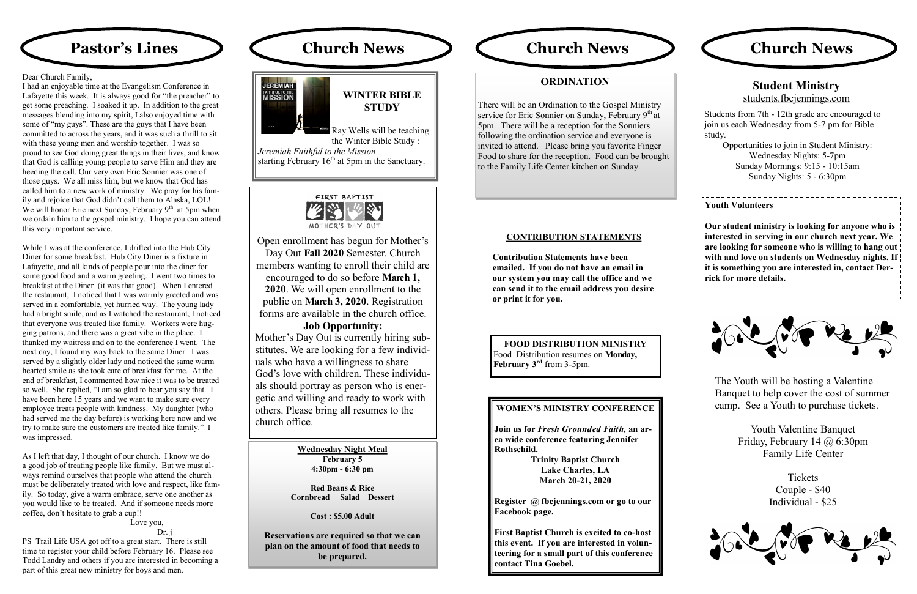# Pastor's Lines

Dear Church Family,

I had an enjoyable time at the Evangelism Conference in Lafayette this week. It is always good for "the preacher" to get some preaching. I soaked it up. In addition to the great messages blending into my spirit, I also enjoyed time with some of "my guys". These are the guys that I have been committed to across the years, and it was such a thrill to sit with these young men and worship together. I was so proud to see God doing great things in their lives, and know that God is calling young people to serve Him and they are heeding the call. Our very own Eric Sonnier was one of those guys. We all miss him, but we know that God has called him to a new work of ministry. We pray for his family and rejoice that God didn't call them to Alaska, LOL! We will honor Eric next Sunday, February 9th at 5pm when we ordain him to the gospel ministry. I hope you can attend this very important service.

While I was at the conference, I drifted into the Hub City Diner for some breakfast. Hub City Diner is a fixture in Lafayette, and all kinds of people pour into the diner for some good food and a warm greeting. I went two times to breakfast at the Diner (it was that good). When I entered the restaurant, I noticed that I was warmly greeted and was served in a comfortable, yet hurried way. The young lady had a bright smile, and as I watched the restaurant, I noticed that everyone was treated like family. Workers were hugging patrons, and there was a great vibe in the place. I thanked my waitress and on to the conference I went. The next day, I found my way back to the same Diner. I was served by a slightly older lady and noticed the same warm hearted smile as she took care of breakfast for me. At the end of breakfast, I commented how nice it was to be treated so well. She replied, "I am so glad to hear you say that. I have been here 15 years and we want to make sure every employee treats people with kindness. My daughter (who had served me the day before) is working here now and we try to make sure the customers are treated like family." I was impressed.

As I left that day, I thought of our church. I know we do a good job of treating people like family. But we must always remind ourselves that people who attend the church must be deliberately treated with love and respect, like family. So today, give a warm embrace, serve one another as you would like to be treated. And if someone needs more coffee, don't hesitate to grab a cup!!

Love you,

Dr. j

PS Trail Life USA got off to a great start. There is still time to register your child before February 16. Please see Todd Landry and others if you are interested in becoming a part of this great new ministry for boys and men.

# Church News

## WINTER BIBLE STUDY

Ray Wells will be teaching the Winter Bible Study : *Jeremiah Faithful to the Mission* starting February 16th at 5pm in the Sanctuary.

## FIRST BAPTIST MOTHER'S DAY OUT

Open enrollment has begun for Mother's Day Out **Fall 2020** Semester. Church members wanting to enroll their child are encouraged to do so before **March 1, 2020**. We will open enrollment to the public on **March 3, 2020**. Registration forms are available in the church office.

**Job Opportunity:**

Mother's Day Out is currently hiring substitutes. We are looking for a few individuals who have a willingness to share God's love with children. These individuals should portray as person who is energetic and willing and ready to work with others. Please bring all resumes to the church office.

**Wednesday Night Meal**

**February 5**
**4:30pm - 6:30 pm**

**Red Beans & Rice**
**Cornbread Salad Dessert**

**Cost : $5.00 Adult**

**Reservations are required so that we can plan on the amount of food that needs to be prepared.**

# Church News

## ORDINATION

There will be an Ordination to the Gospel Ministry service for Eric Sonnier on Sunday, February 9th at 5pm. There will be a reception for the Sonniers following the ordination service and everyone is invited to attend. Please bring you favorite Finger Food to share for the reception. Food can be brought to the Family Life Center kitchen on Sunday.

## CONTRIBUTION STATEMENTS

**Contribution Statements have been emailed. If you do not have an email in our system you may call the office and we can send it to the email address you desire or print it for you.**

## FOOD DISTRIBUTION MINISTRY

Food Distribution resumes on **Monday, February 3rd** from 3-5pm.

## WOMEN'S MINISTRY CONFERENCE

**Join us for *Fresh Grounded Faith,* an area wide conference featuring Jennifer Rothschild.**

**Trinity Baptist Church**
**Lake Charles, LA**
**March 20-21, 2020**

**Register @ fbcjennings.com or go to our Facebook page.**

**First Baptist Church is excited to co-host this event. If you are interested in volunteering for a small part of this conference contact Tina Goebel.**

# Church News

## Student Ministry

students.fbcjennings.com

Students from 7th - 12th grade are encouraged to join us each Wednesday from 5-7 pm for Bible study.

Opportunities to join in Student Ministry:
Wednesday Nights: 5-7pm
Sunday Mornings: 9:15 - 10:15am
Sunday Nights: 5 - 6:30pm

**Youth Volunteers**

**Our student ministry is looking for anyone who is interested in serving in our church next year. We are looking for someone who is willing to hang out with and love on students on Wednesday nights. If it is something you are interested in, contact Derrick for more details.**

The Youth will be hosting a Valentine Banquet to help cover the cost of summer camp. See a Youth to purchase tickets.

Youth Valentine Banquet
Friday, February 14 @ 6:30pm
Family Life Center

Tickets
Couple - $40
Individual - $25